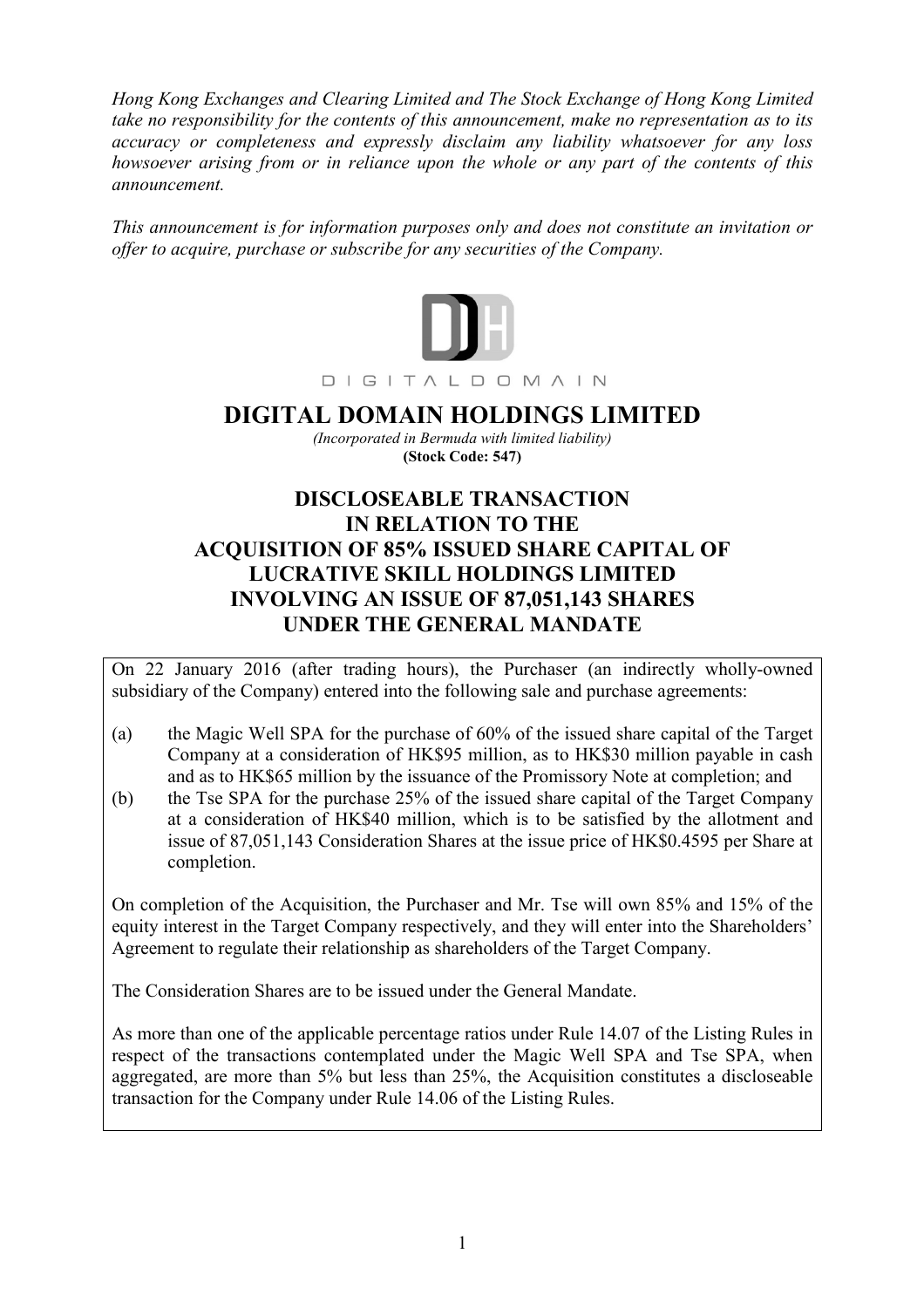*Hong Kong Exchanges and Clearing Limited and The Stock Exchange of Hong Kong Limited take no responsibility for the contents of this announcement, make no representation as to its accuracy or completeness and expressly disclaim any liability whatsoever for any loss howsoever arising from or in reliance upon the whole or any part of the contents of this announcement.*

*This announcement is for information purposes only and does not constitute an invitation or offer to acquire, purchase or subscribe for any securities of the Company.*

DIGITALDOMAIN

# DIGITAL DOMAIN HOLDINGS LIMITED

*(Incorporated in Bermuda with limited liability)*

**(Stock Code: 547)**

## DISCLOSEABLE TRANSACTION IN RELATION TO THE ACQUISITION OF 85% ISSUED SHARE CAPITAL OF LUCRATIVE SKILL HOLDINGS LIMITED INVOLVING AN ISSUE OF 87,051,143 SHARES UNDER THE GENERAL MANDATE

On 22 January 2016 (after trading hours), the Purchaser (an indirectly wholly-owned subsidiary of the Company) entered into the following sale and purchase agreements:

(a) the Magic Well SPA for the purchase of 60% of the issued share capital of the Target Company at a consideration of HK$95 million, as to HK$30 million payable in cash and as to HK$65 million by the issuance of the Promissory Note at completion; and

(b) the Tse SPA for the purchase 25% of the issued share capital of the Target Company at a consideration of HK$40 million, which is to be satisfied by the allotment and issue of 87,051,143 Consideration Shares at the issue price of HK$0.4595 per Share at completion.

On completion of the Acquisition, the Purchaser and Mr. Tse will own 85% and 15% of the equity interest in the Target Company respectively, and they will enter into the Shareholders' Agreement to regulate their relationship as shareholders of the Target Company.

The Consideration Shares are to be issued under the General Mandate.

As more than one of the applicable percentage ratios under Rule 14.07 of the Listing Rules in respect of the transactions contemplated under the Magic Well SPA and Tse SPA, when aggregated, are more than 5% but less than 25%, the Acquisition constitutes a discloseable transaction for the Company under Rule 14.06 of the Listing Rules.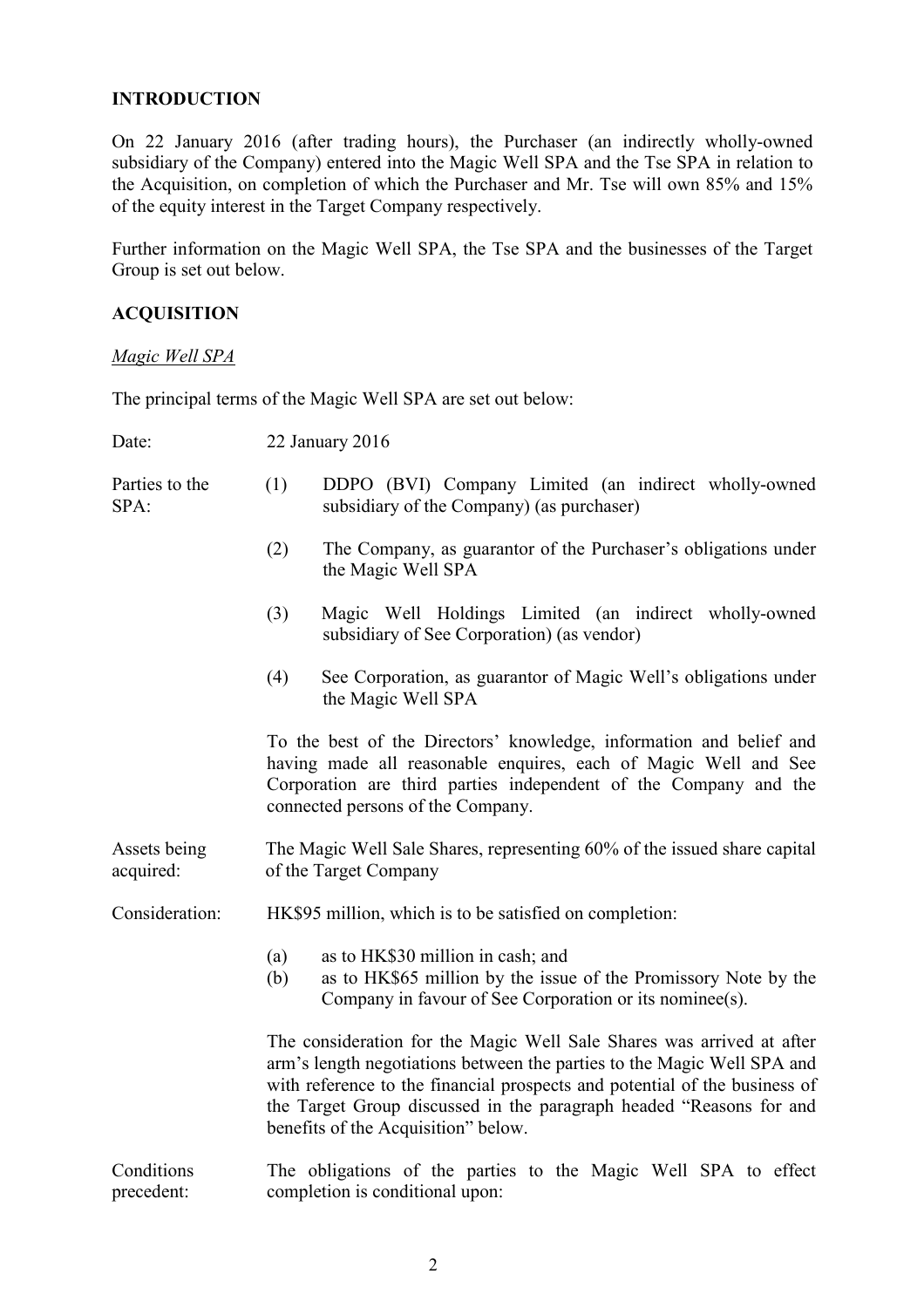**INTRODUCTION**

On 22 January 2016 (after trading hours), the Purchaser (an indirectly wholly-owned subsidiary of the Company) entered into the Magic Well SPA and the Tse SPA in relation to the Acquisition, on completion of which the Purchaser and Mr. Tse will own 85% and 15% of the equity interest in the Target Company respectively.

Further information on the Magic Well SPA, the Tse SPA and the businesses of the Target Group is set out below.

**ACQUISITION**

*Magic Well SPA*

The principal terms of the Magic Well SPA are set out below:

Date: 22 January 2016

Parties to the SPA:

(1) DDPO (BVI) Company Limited (an indirect wholly-owned subsidiary of the Company) (as purchaser)

(2) The Company, as guarantor of the Purchaser's obligations under the Magic Well SPA

(3) Magic Well Holdings Limited (an indirect wholly-owned subsidiary of See Corporation) (as vendor)

(4) See Corporation, as guarantor of Magic Well's obligations under the Magic Well SPA

To the best of the Directors' knowledge, information and belief and having made all reasonable enquires, each of Magic Well and See Corporation are third parties independent of the Company and the connected persons of the Company.

Assets being acquired: The Magic Well Sale Shares, representing 60% of the issued share capital of the Target Company

Consideration: HK$95 million, which is to be satisfied on completion:

(a) as to HK$30 million in cash; and
(b) as to HK$65 million by the issue of the Promissory Note by the Company in favour of See Corporation or its nominee(s).

The consideration for the Magic Well Sale Shares was arrived at after arm's length negotiations between the parties to the Magic Well SPA and with reference to the financial prospects and potential of the business of the Target Group discussed in the paragraph headed "Reasons for and benefits of the Acquisition" below.

Conditions precedent: The obligations of the parties to the Magic Well SPA to effect completion is conditional upon: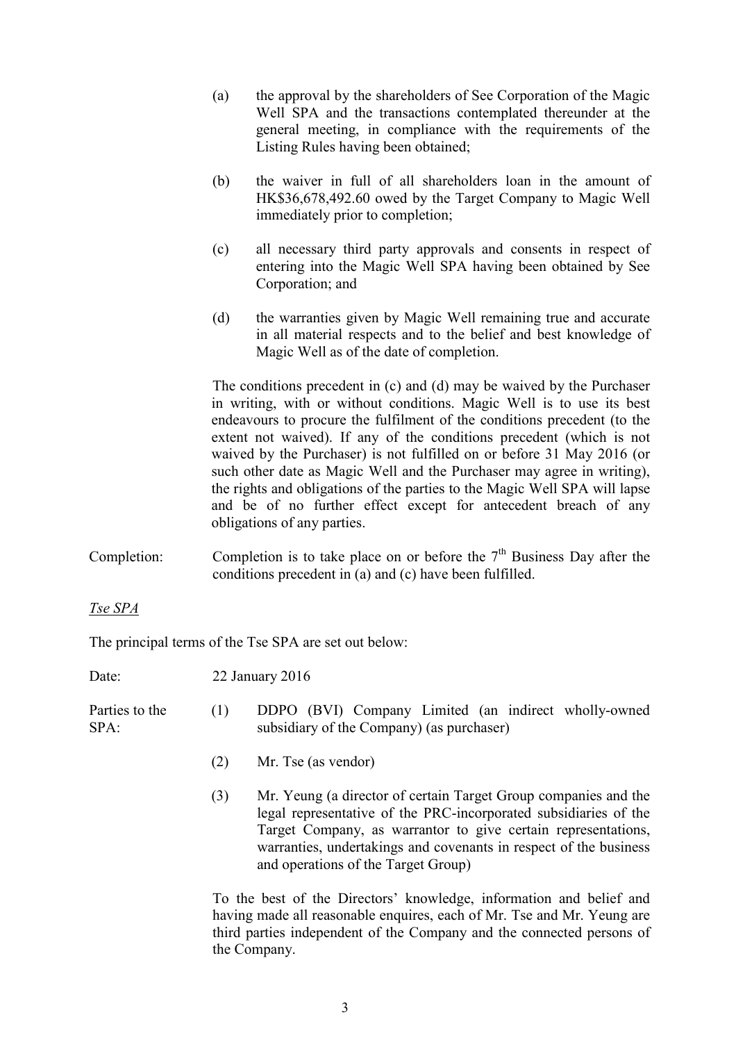(a) the approval by the shareholders of See Corporation of the Magic Well SPA and the transactions contemplated thereunder at the general meeting, in compliance with the requirements of the Listing Rules having been obtained;

(b) the waiver in full of all shareholders loan in the amount of HK$36,678,492.60 owed by the Target Company to Magic Well immediately prior to completion;

(c) all necessary third party approvals and consents in respect of entering into the Magic Well SPA having been obtained by See Corporation; and

(d) the warranties given by Magic Well remaining true and accurate in all material respects and to the belief and best knowledge of Magic Well as of the date of completion.

The conditions precedent in (c) and (d) may be waived by the Purchaser in writing, with or without conditions. Magic Well is to use its best endeavours to procure the fulfilment of the conditions precedent (to the extent not waived). If any of the conditions precedent (which is not waived by the Purchaser) is not fulfilled on or before 31 May 2016 (or such other date as Magic Well and the Purchaser may agree in writing), the rights and obligations of the parties to the Magic Well SPA will lapse and be of no further effect except for antecedent breach of any obligations of any parties.

Completion: Completion is to take place on or before the 7th Business Day after the conditions precedent in (a) and (c) have been fulfilled.

*Tse SPA*

The principal terms of the Tse SPA are set out below:

Date: 22 January 2016

Parties to the SPA:

(1) DDPO (BVI) Company Limited (an indirect wholly-owned subsidiary of the Company) (as purchaser)

(2) Mr. Tse (as vendor)

(3) Mr. Yeung (a director of certain Target Group companies and the legal representative of the PRC-incorporated subsidiaries of the Target Company, as warrantor to give certain representations, warranties, undertakings and covenants in respect of the business and operations of the Target Group)

To the best of the Directors' knowledge, information and belief and having made all reasonable enquires, each of Mr. Tse and Mr. Yeung are third parties independent of the Company and the connected persons of the Company.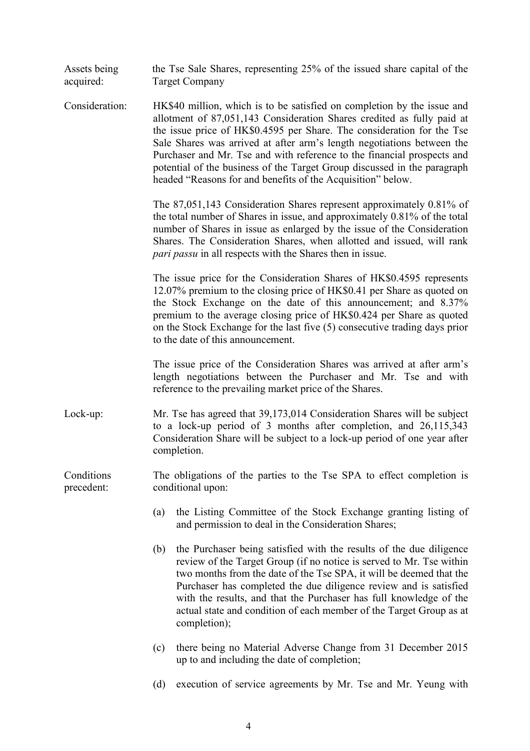**Assets being acquired:** the Tse Sale Shares, representing 25% of the issued share capital of the Target Company

**Consideration:** HK$40 million, which is to be satisfied on completion by the issue and allotment of 87,051,143 Consideration Shares credited as fully paid at the issue price of HK$0.4595 per Share. The consideration for the Tse Sale Shares was arrived at after arm's length negotiations between the Purchaser and Mr. Tse and with reference to the financial prospects and potential of the business of the Target Group discussed in the paragraph headed "Reasons for and benefits of the Acquisition" below.

The 87,051,143 Consideration Shares represent approximately 0.81% of the total number of Shares in issue, and approximately 0.81% of the total number of Shares in issue as enlarged by the issue of the Consideration Shares. The Consideration Shares, when allotted and issued, will rank *pari passu* in all respects with the Shares then in issue.

The issue price for the Consideration Shares of HK$0.4595 represents 12.07% premium to the closing price of HK$0.41 per Share as quoted on the Stock Exchange on the date of this announcement; and 8.37% premium to the average closing price of HK$0.424 per Share as quoted on the Stock Exchange for the last five (5) consecutive trading days prior to the date of this announcement.

The issue price of the Consideration Shares was arrived at after arm's length negotiations between the Purchaser and Mr. Tse and with reference to the prevailing market price of the Shares.

**Lock-up:** Mr. Tse has agreed that 39,173,014 Consideration Shares will be subject to a lock-up period of 3 months after completion, and 26,115,343 Consideration Share will be subject to a lock-up period of one year after completion.

**Conditions precedent:** The obligations of the parties to the Tse SPA to effect completion is conditional upon:

(a) the Listing Committee of the Stock Exchange granting listing of and permission to deal in the Consideration Shares;

(b) the Purchaser being satisfied with the results of the due diligence review of the Target Group (if no notice is served to Mr. Tse within two months from the date of the Tse SPA, it will be deemed that the Purchaser has completed the due diligence review and is satisfied with the results, and that the Purchaser has full knowledge of the actual state and condition of each member of the Target Group as at completion);

(c) there being no Material Adverse Change from 31 December 2015 up to and including the date of completion;

(d) execution of service agreements by Mr. Tse and Mr. Yeung with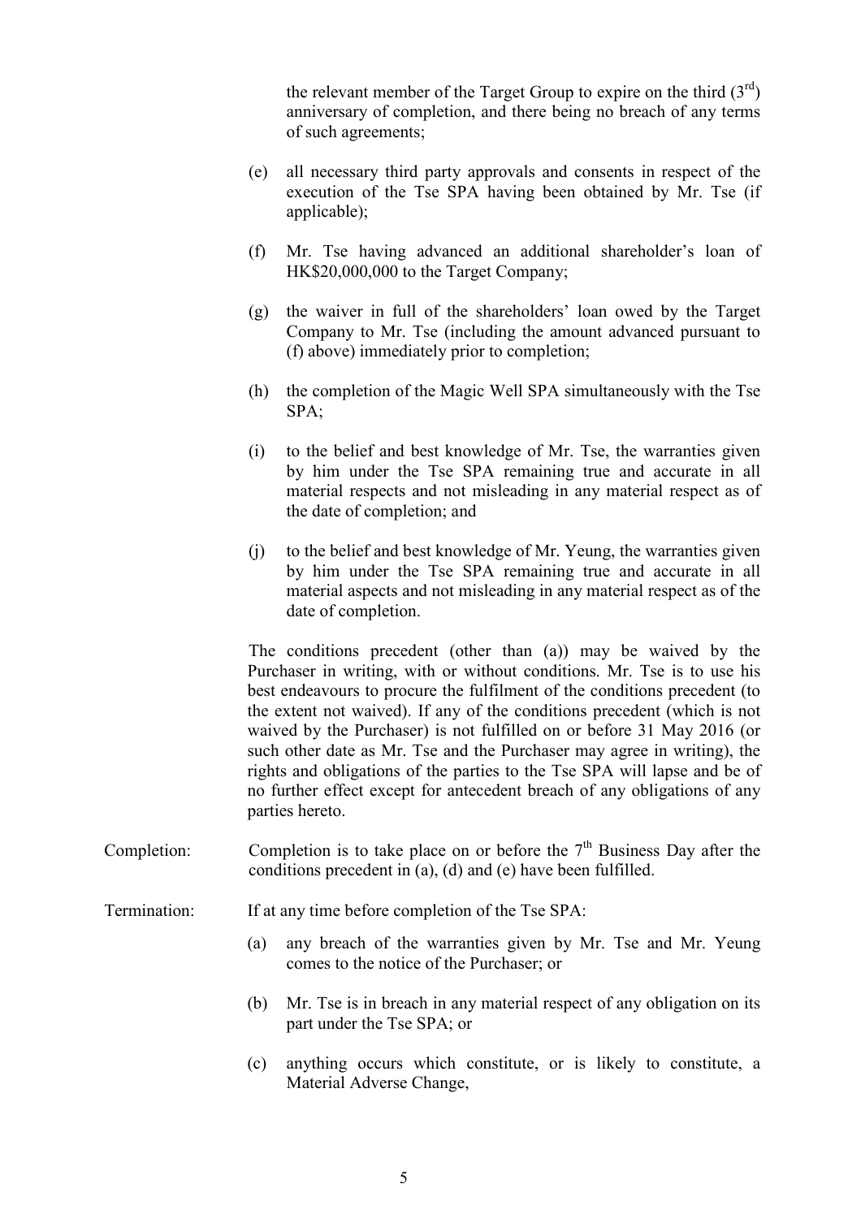the relevant member of the Target Group to expire on the third (3rd) anniversary of completion, and there being no breach of any terms of such agreements;

(e) all necessary third party approvals and consents in respect of the execution of the Tse SPA having been obtained by Mr. Tse (if applicable);

(f) Mr. Tse having advanced an additional shareholder's loan of HK$20,000,000 to the Target Company;

(g) the waiver in full of the shareholders' loan owed by the Target Company to Mr. Tse (including the amount advanced pursuant to (f) above) immediately prior to completion;

(h) the completion of the Magic Well SPA simultaneously with the Tse SPA;

(i) to the belief and best knowledge of Mr. Tse, the warranties given by him under the Tse SPA remaining true and accurate in all material respects and not misleading in any material respect as of the date of completion; and

(j) to the belief and best knowledge of Mr. Yeung, the warranties given by him under the Tse SPA remaining true and accurate in all material aspects and not misleading in any material respect as of the date of completion.

The conditions precedent (other than (a)) may be waived by the Purchaser in writing, with or without conditions. Mr. Tse is to use his best endeavours to procure the fulfilment of the conditions precedent (to the extent not waived). If any of the conditions precedent (which is not waived by the Purchaser) is not fulfilled on or before 31 May 2016 (or such other date as Mr. Tse and the Purchaser may agree in writing), the rights and obligations of the parties to the Tse SPA will lapse and be of no further effect except for antecedent breach of any obligations of any parties hereto.

Completion: Completion is to take place on or before the 7th Business Day after the conditions precedent in (a), (d) and (e) have been fulfilled.

Termination: If at any time before completion of the Tse SPA:

(a) any breach of the warranties given by Mr. Tse and Mr. Yeung comes to the notice of the Purchaser; or

(b) Mr. Tse is in breach in any material respect of any obligation on its part under the Tse SPA; or

(c) anything occurs which constitute, or is likely to constitute, a Material Adverse Change,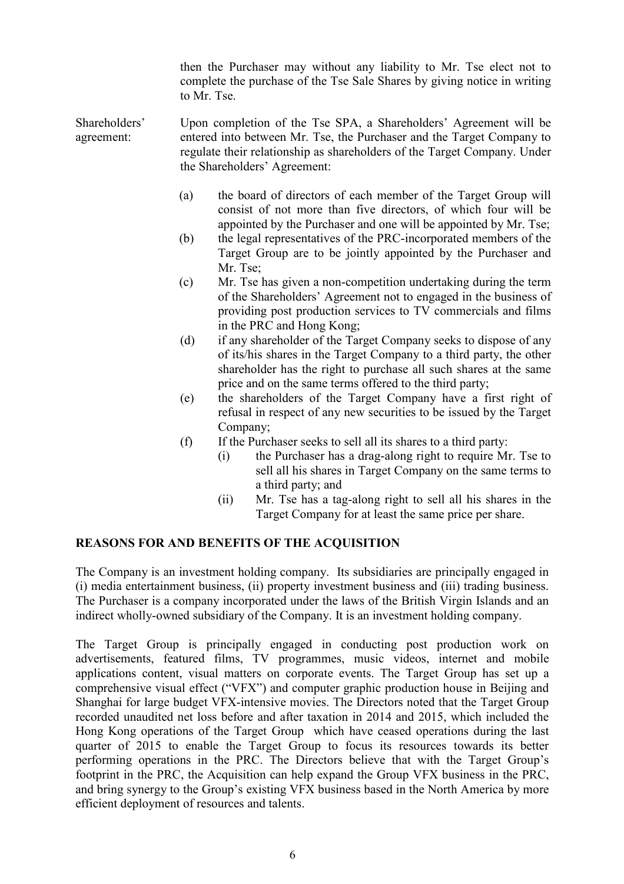then the Purchaser may without any liability to Mr. Tse elect not to complete the purchase of the Tse Sale Shares by giving notice in writing to Mr. Tse.

Shareholders' agreement: Upon completion of the Tse SPA, a Shareholders' Agreement will be entered into between Mr. Tse, the Purchaser and the Target Company to regulate their relationship as shareholders of the Target Company. Under the Shareholders' Agreement:

(a) the board of directors of each member of the Target Group will consist of not more than five directors, of which four will be appointed by the Purchaser and one will be appointed by Mr. Tse;

(b) the legal representatives of the PRC-incorporated members of the Target Group are to be jointly appointed by the Purchaser and Mr. Tse;

(c) Mr. Tse has given a non-competition undertaking during the term of the Shareholders' Agreement not to engaged in the business of providing post production services to TV commercials and films in the PRC and Hong Kong;

(d) if any shareholder of the Target Company seeks to dispose of any of its/his shares in the Target Company to a third party, the other shareholder has the right to purchase all such shares at the same price and on the same terms offered to the third party;

(e) the shareholders of the Target Company have a first right of refusal in respect of any new securities to be issued by the Target Company;

(f) If the Purchaser seeks to sell all its shares to a third party:

(i) the Purchaser has a drag-along right to require Mr. Tse to sell all his shares in Target Company on the same terms to a third party; and

(ii) Mr. Tse has a tag-along right to sell all his shares in the Target Company for at least the same price per share.

**REASONS FOR AND BENEFITS OF THE ACQUISITION**

The Company is an investment holding company. Its subsidiaries are principally engaged in (i) media entertainment business, (ii) property investment business and (iii) trading business. The Purchaser is a company incorporated under the laws of the British Virgin Islands and an indirect wholly-owned subsidiary of the Company. It is an investment holding company.

The Target Group is principally engaged in conducting post production work on advertisements, featured films, TV programmes, music videos, internet and mobile applications content, visual matters on corporate events. The Target Group has set up a comprehensive visual effect ("VFX") and computer graphic production house in Beijing and Shanghai for large budget VFX-intensive movies. The Directors noted that the Target Group recorded unaudited net loss before and after taxation in 2014 and 2015, which included the Hong Kong operations of the Target Group which have ceased operations during the last quarter of 2015 to enable the Target Group to focus its resources towards its better performing operations in the PRC. The Directors believe that with the Target Group's footprint in the PRC, the Acquisition can help expand the Group VFX business in the PRC, and bring synergy to the Group's existing VFX business based in the North America by more efficient deployment of resources and talents.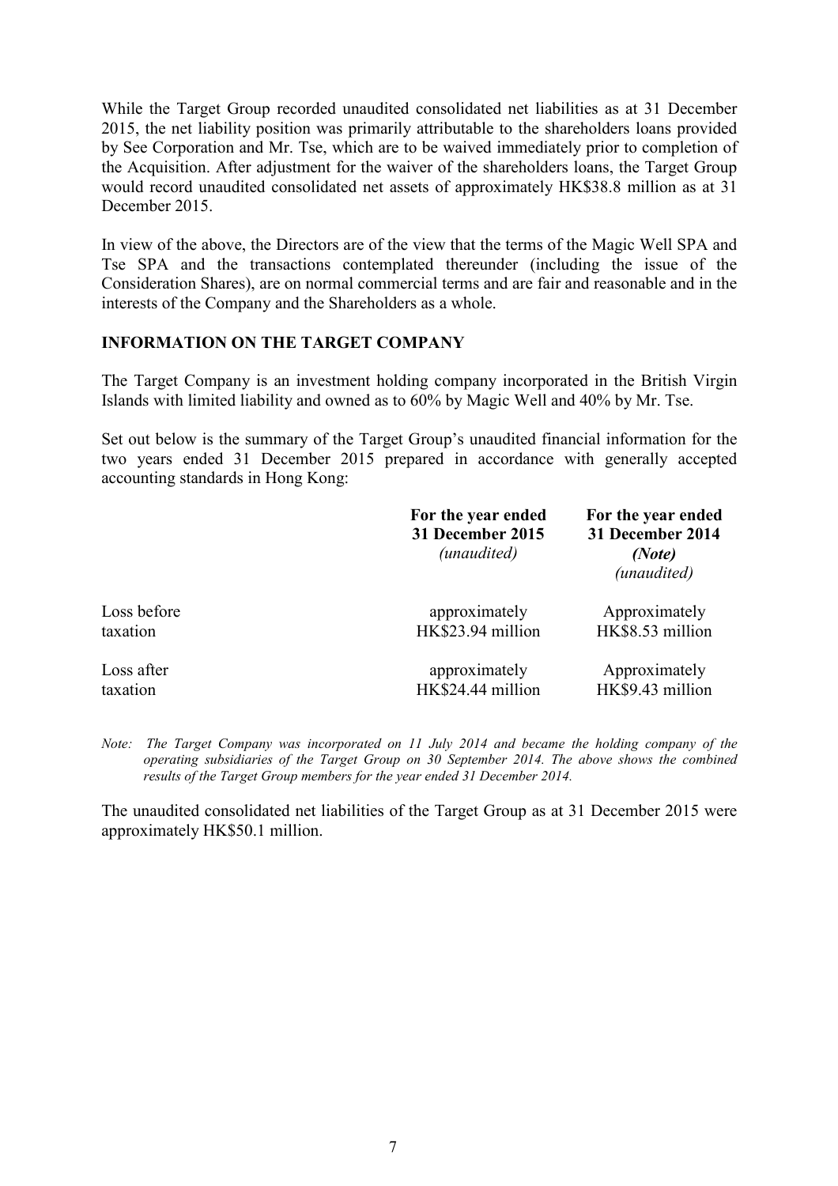While the Target Group recorded unaudited consolidated net liabilities as at 31 December 2015, the net liability position was primarily attributable to the shareholders loans provided by See Corporation and Mr. Tse, which are to be waived immediately prior to completion of the Acquisition. After adjustment for the waiver of the shareholders loans, the Target Group would record unaudited consolidated net assets of approximately HK$38.8 million as at 31 December 2015.

In view of the above, the Directors are of the view that the terms of the Magic Well SPA and Tse SPA and the transactions contemplated thereunder (including the issue of the Consideration Shares), are on normal commercial terms and are fair and reasonable and in the interests of the Company and the Shareholders as a whole.

## INFORMATION ON THE TARGET COMPANY

The Target Company is an investment holding company incorporated in the British Virgin Islands with limited liability and owned as to 60% by Magic Well and 40% by Mr. Tse.

Set out below is the summary of the Target Group's unaudited financial information for the two years ended 31 December 2015 prepared in accordance with generally accepted accounting standards in Hong Kong:

| | **For the year ended 31 December 2015** *(unaudited)* | **For the year ended 31 December 2014** ***(Note)*** *(unaudited)* |
|---|---|---|
| Loss before taxation | approximately HK$23.94 million | Approximately HK$8.53 million |
| Loss after taxation | approximately HK$24.44 million | Approximately HK$9.43 million |

*Note: The Target Company was incorporated on 11 July 2014 and became the holding company of the operating subsidiaries of the Target Group on 30 September 2014. The above shows the combined results of the Target Group members for the year ended 31 December 2014.*

The unaudited consolidated net liabilities of the Target Group as at 31 December 2015 were approximately HK$50.1 million.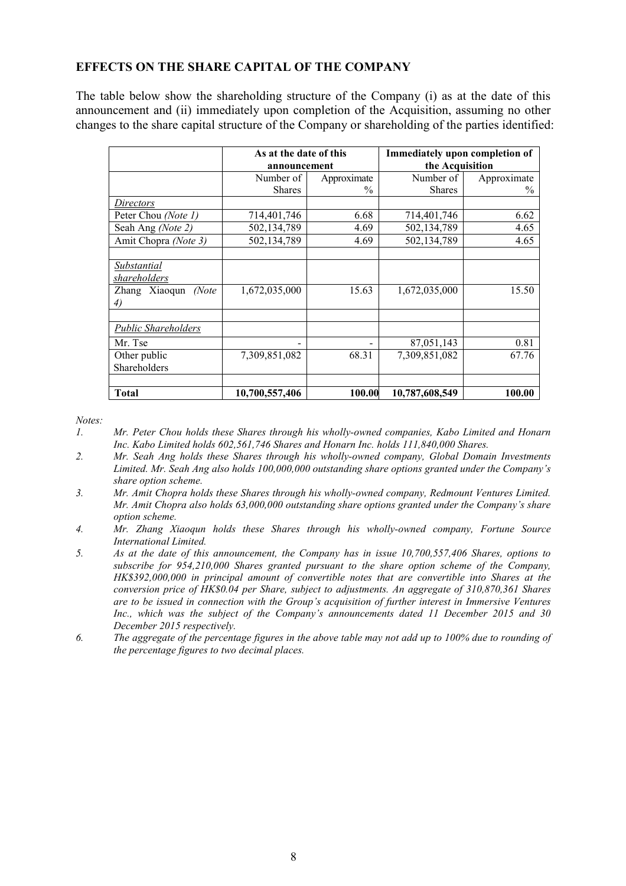## EFFECTS ON THE SHARE CAPITAL OF THE COMPANY

The table below show the shareholding structure of the Company (i) as at the date of this announcement and (ii) immediately upon completion of the Acquisition, assuming no other changes to the share capital structure of the Company or shareholding of the parties identified:

| | As at the date of this announcement | | Immediately upon completion of the Acquisition | |
|---|---|---|---|---|
| | Number of Shares | Approximate % | Number of Shares | Approximate % |
| *Directors* | | | | |
| Peter Chou *(Note 1)* | 714,401,746 | 6.68 | 714,401,746 | 6.62 |
| Seah Ang *(Note 2)* | 502,134,789 | 4.69 | 502,134,789 | 4.65 |
| Amit Chopra *(Note 3)* | 502,134,789 | 4.69 | 502,134,789 | 4.65 |
| | | | | |
| *Substantial shareholders* | | | | |
| Zhang Xiaoqun *(Note 4)* | 1,672,035,000 | 15.63 | 1,672,035,000 | 15.50 |
| | | | | |
| *Public Shareholders* | | | | |
| Mr. Tse | - | - | 87,051,143 | 0.81 |
| Other public Shareholders | 7,309,851,082 | 68.31 | 7,309,851,082 | 67.76 |
| | | | | |
| **Total** | **10,700,557,406** | **100.00** | **10,787,608,549** | **100.00** |

*Notes:*

1. *Mr. Peter Chou holds these Shares through his wholly-owned companies, Kabo Limited and Honarn Inc. Kabo Limited holds 602,561,746 Shares and Honarn Inc. holds 111,840,000 Shares.*
2. *Mr. Seah Ang holds these Shares through his wholly-owned company, Global Domain Investments Limited. Mr. Seah Ang also holds 100,000,000 outstanding share options granted under the Company's share option scheme.*
3. *Mr. Amit Chopra holds these Shares through his wholly-owned company, Redmount Ventures Limited. Mr. Amit Chopra also holds 63,000,000 outstanding share options granted under the Company's share option scheme.*
4. *Mr. Zhang Xiaoqun holds these Shares through his wholly-owned company, Fortune Source International Limited.*
5. *As at the date of this announcement, the Company has in issue 10,700,557,406 Shares, options to subscribe for 954,210,000 Shares granted pursuant to the share option scheme of the Company, HK$392,000,000 in principal amount of convertible notes that are convertible into Shares at the conversion price of HK$0.04 per Share, subject to adjustments. An aggregate of 310,870,361 Shares are to be issued in connection with the Group's acquisition of further interest in Immersive Ventures Inc., which was the subject of the Company's announcements dated 11 December 2015 and 30 December 2015 respectively.*
6. *The aggregate of the percentage figures in the above table may not add up to 100% due to rounding of the percentage figures to two decimal places.*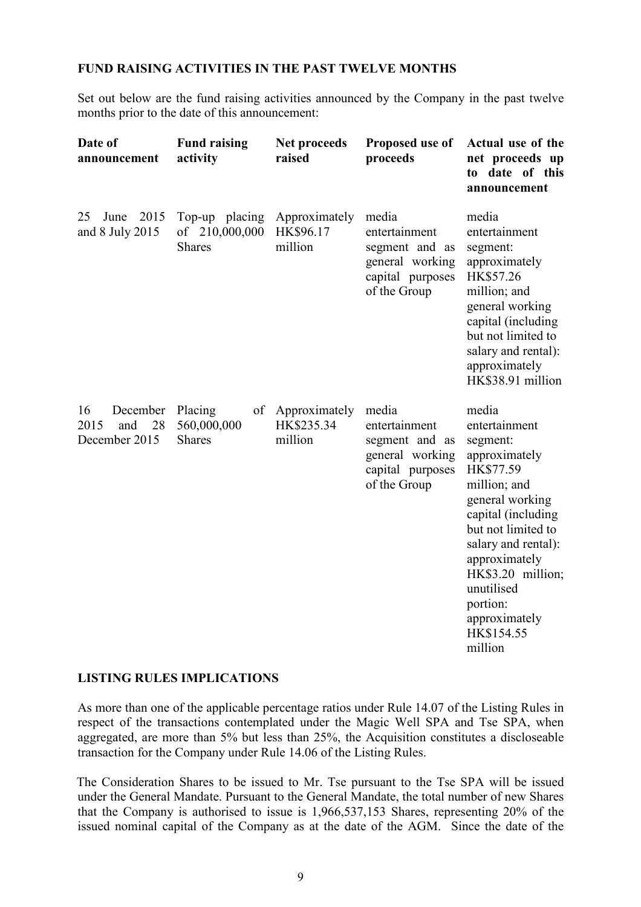## FUND RAISING ACTIVITIES IN THE PAST TWELVE MONTHS

Set out below are the fund raising activities announced by the Company in the past twelve months prior to the date of this announcement:

| Date of announcement | Fund raising activity | Net proceeds raised | Proposed use of proceeds | Actual use of the net proceeds up to date of this announcement |
|---|---|---|---|---|
| 25 June 2015 and 8 July 2015 | Top-up placing of 210,000,000 Shares | Approximately HK$96.17 million | media entertainment segment and as general working capital purposes of the Group | media entertainment segment: approximately HK$57.26 million; and general working capital (including but not limited to salary and rental): approximately HK$38.91 million |
| 16 December 2015 and 28 December 2015 | Placing of 560,000,000 Shares | Approximately HK$235.34 million | media entertainment segment and as general working capital purposes of the Group | media entertainment segment: approximately HK$77.59 million; and general working capital (including but not limited to salary and rental): approximately HK$3.20 million; unutilised portion: approximately HK$154.55 million |

## LISTING RULES IMPLICATIONS

As more than one of the applicable percentage ratios under Rule 14.07 of the Listing Rules in respect of the transactions contemplated under the Magic Well SPA and Tse SPA, when aggregated, are more than 5% but less than 25%, the Acquisition constitutes a discloseable transaction for the Company under Rule 14.06 of the Listing Rules.

The Consideration Shares to be issued to Mr. Tse pursuant to the Tse SPA will be issued under the General Mandate. Pursuant to the General Mandate, the total number of new Shares that the Company is authorised to issue is 1,966,537,153 Shares, representing 20% of the issued nominal capital of the Company as at the date of the AGM. Since the date of the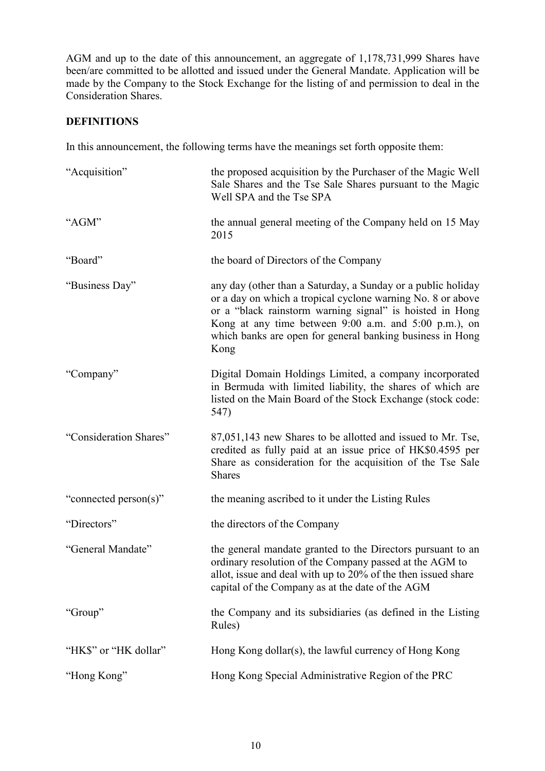AGM and up to the date of this announcement, an aggregate of 1,178,731,999 Shares have been/are committed to be allotted and issued under the General Mandate. Application will be made by the Company to the Stock Exchange for the listing of and permission to deal in the Consideration Shares.

## DEFINITIONS

In this announcement, the following terms have the meanings set forth opposite them:

| | |
|---|---|
| "Acquisition" | the proposed acquisition by the Purchaser of the Magic Well Sale Shares and the Tse Sale Shares pursuant to the Magic Well SPA and the Tse SPA |
| "AGM" | the annual general meeting of the Company held on 15 May 2015 |
| "Board" | the board of Directors of the Company |
| "Business Day" | any day (other than a Saturday, a Sunday or a public holiday or a day on which a tropical cyclone warning No. 8 or above or a "black rainstorm warning signal" is hoisted in Hong Kong at any time between 9:00 a.m. and 5:00 p.m.), on which banks are open for general banking business in Hong Kong |
| "Company" | Digital Domain Holdings Limited, a company incorporated in Bermuda with limited liability, the shares of which are listed on the Main Board of the Stock Exchange (stock code: 547) |
| "Consideration Shares" | 87,051,143 new Shares to be allotted and issued to Mr. Tse, credited as fully paid at an issue price of HK$0.4595 per Share as consideration for the acquisition of the Tse Sale Shares |
| "connected person(s)" | the meaning ascribed to it under the Listing Rules |
| "Directors" | the directors of the Company |
| "General Mandate" | the general mandate granted to the Directors pursuant to an ordinary resolution of the Company passed at the AGM to allot, issue and deal with up to 20% of the then issued share capital of the Company as at the date of the AGM |
| "Group" | the Company and its subsidiaries (as defined in the Listing Rules) |
| "HK$" or "HK dollar" | Hong Kong dollar(s), the lawful currency of Hong Kong |
| "Hong Kong" | Hong Kong Special Administrative Region of the PRC |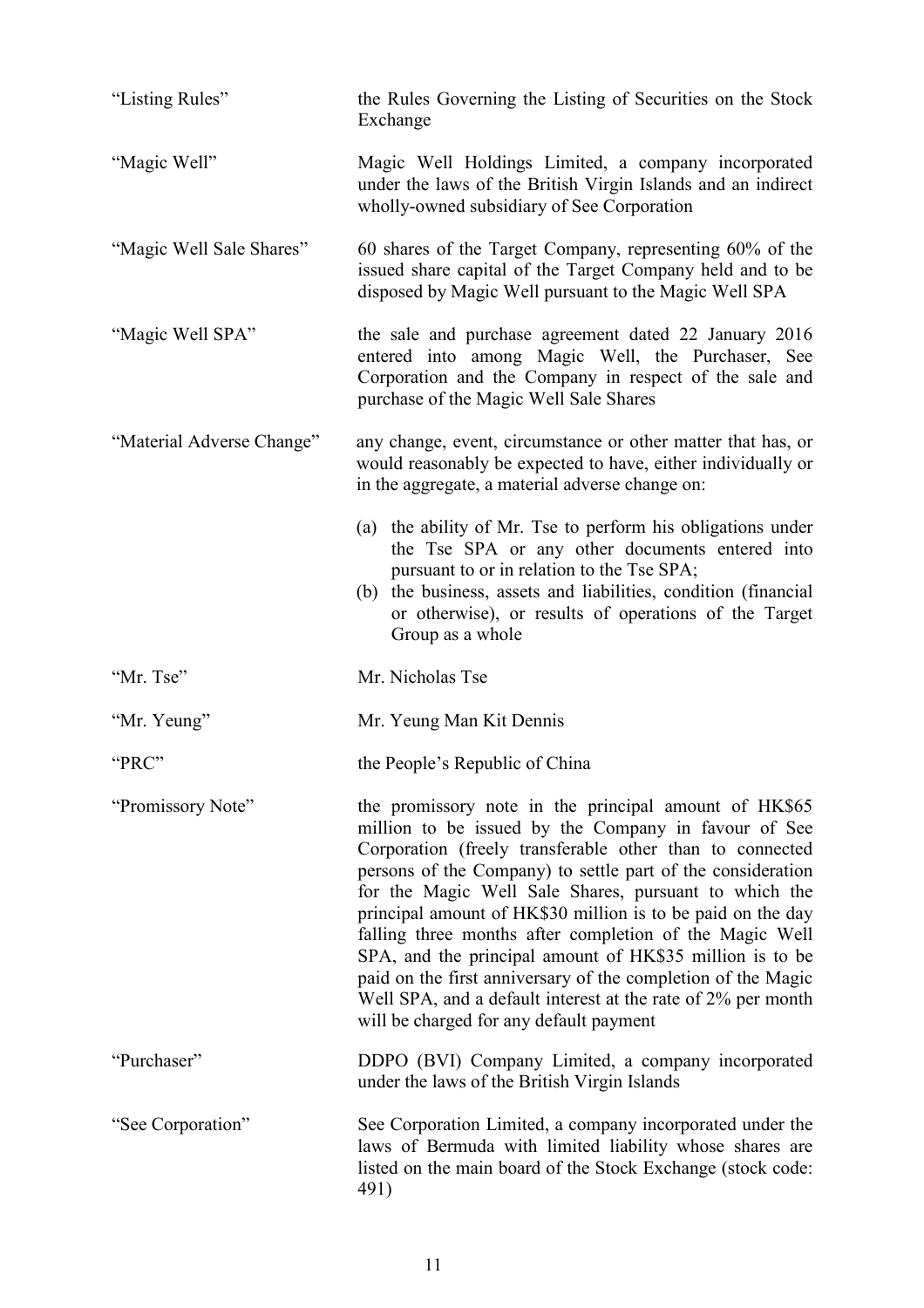| | |
|---|---|
| "Listing Rules" | the Rules Governing the Listing of Securities on the Stock Exchange |
| "Magic Well" | Magic Well Holdings Limited, a company incorporated under the laws of the British Virgin Islands and an indirect wholly-owned subsidiary of See Corporation |
| "Magic Well Sale Shares" | 60 shares of the Target Company, representing 60% of the issued share capital of the Target Company held and to be disposed by Magic Well pursuant to the Magic Well SPA |
| "Magic Well SPA" | the sale and purchase agreement dated 22 January 2016 entered into among Magic Well, the Purchaser, See Corporation and the Company in respect of the sale and purchase of the Magic Well Sale Shares |
| "Material Adverse Change" | any change, event, circumstance or other matter that has, or would reasonably be expected to have, either individually or in the aggregate, a material adverse change on:<br><br>(a) the ability of Mr. Tse to perform his obligations under the Tse SPA or any other documents entered into pursuant to or in relation to the Tse SPA;<br>(b) the business, assets and liabilities, condition (financial or otherwise), or results of operations of the Target Group as a whole |
| "Mr. Tse" | Mr. Nicholas Tse |
| "Mr. Yeung" | Mr. Yeung Man Kit Dennis |
| "PRC" | the People's Republic of China |
| "Promissory Note" | the promissory note in the principal amount of HK$65 million to be issued by the Company in favour of See Corporation (freely transferable other than to connected persons of the Company) to settle part of the consideration for the Magic Well Sale Shares, pursuant to which the principal amount of HK$30 million is to be paid on the day falling three months after completion of the Magic Well SPA, and the principal amount of HK$35 million is to be paid on the first anniversary of the completion of the Magic Well SPA, and a default interest at the rate of 2% per month will be charged for any default payment |
| "Purchaser" | DDPO (BVI) Company Limited, a company incorporated under the laws of the British Virgin Islands |
| "See Corporation" | See Corporation Limited, a company incorporated under the laws of Bermuda with limited liability whose shares are listed on the main board of the Stock Exchange (stock code: 491) |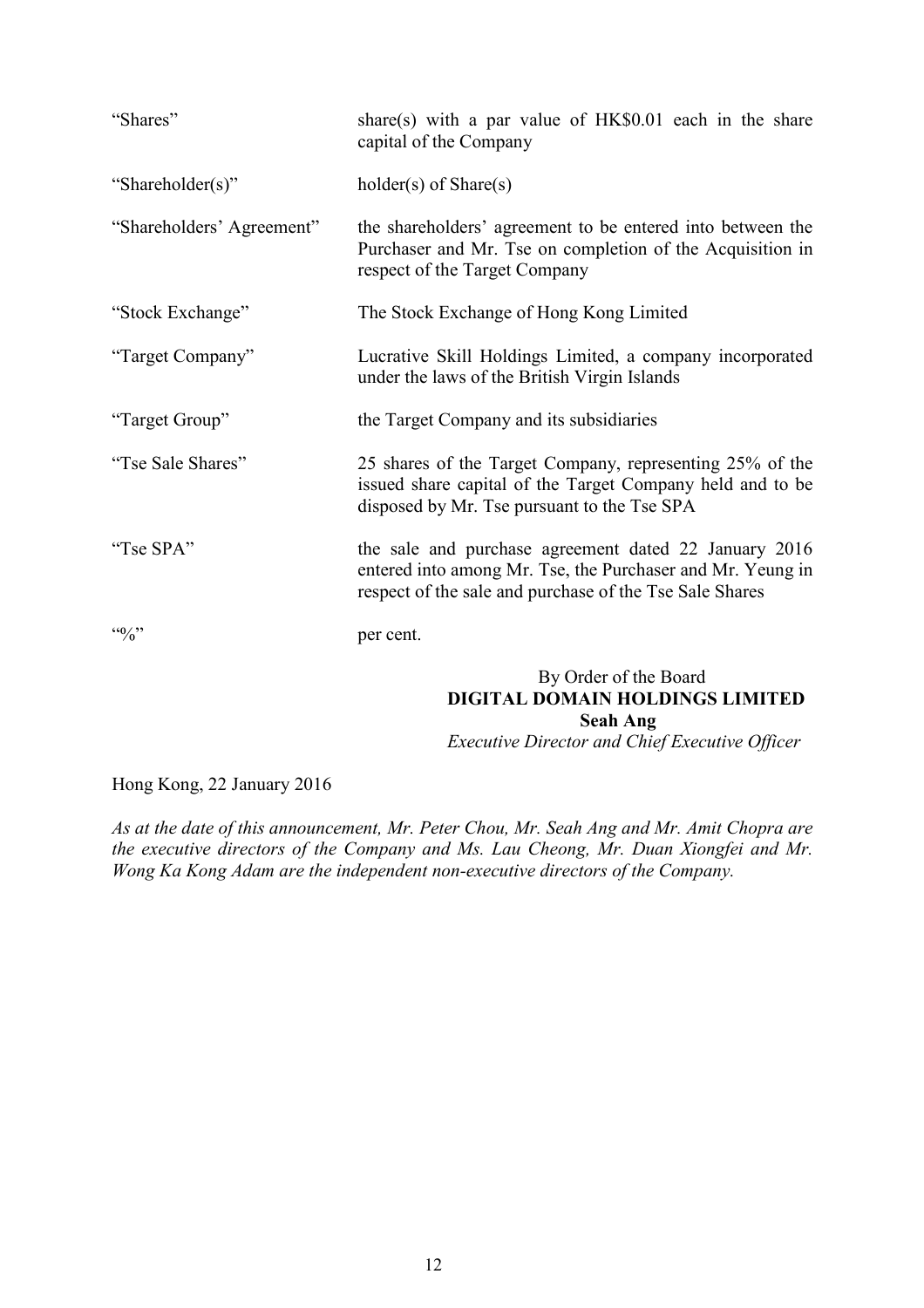| | |
|---|---|
| "Shares" | share(s) with a par value of HK$0.01 each in the share capital of the Company |
| "Shareholder(s)" | holder(s) of Share(s) |
| "Shareholders' Agreement" | the shareholders' agreement to be entered into between the Purchaser and Mr. Tse on completion of the Acquisition in respect of the Target Company |
| "Stock Exchange" | The Stock Exchange of Hong Kong Limited |
| "Target Company" | Lucrative Skill Holdings Limited, a company incorporated under the laws of the British Virgin Islands |
| "Target Group" | the Target Company and its subsidiaries |
| "Tse Sale Shares" | 25 shares of the Target Company, representing 25% of the issued share capital of the Target Company held and to be disposed by Mr. Tse pursuant to the Tse SPA |
| "Tse SPA" | the sale and purchase agreement dated 22 January 2016 entered into among Mr. Tse, the Purchaser and Mr. Yeung in respect of the sale and purchase of the Tse Sale Shares |
| "%" | per cent. |

By Order of the Board
**DIGITAL DOMAIN HOLDINGS LIMITED**
**Seah Ang**
*Executive Director and Chief Executive Officer*

Hong Kong, 22 January 2016

*As at the date of this announcement, Mr. Peter Chou, Mr. Seah Ang and Mr. Amit Chopra are the executive directors of the Company and Ms. Lau Cheong, Mr. Duan Xiongfei and Mr. Wong Ka Kong Adam are the independent non-executive directors of the Company.*